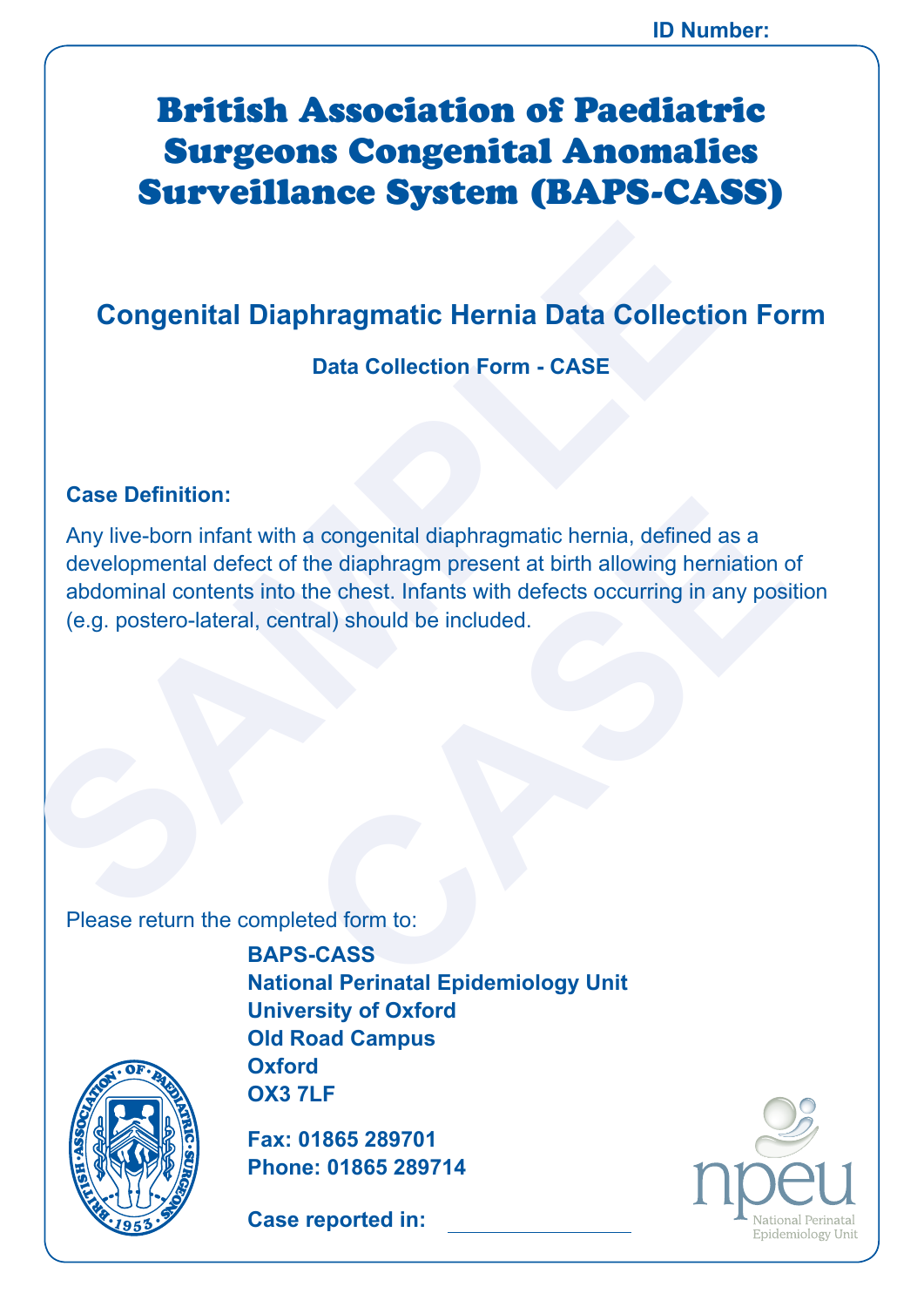ID Number:

# British Association of Paediatric Surgeons Congenital Anomalies Surveillance System (BAPS-CASS)

## Congenital Diaphragmatic Hernia Data Collection Form

**Data Collection Form - CASE**

**Case Definition:**

Any live-born infant with a congenital diaphragmatic hernia, defined as a developmental defect of the diaphragm present at birth allowing herniation of abdominal contents into the chest. Infants with defects occurring in any position (e.g. postero-lateral, central) should be included.

Please return the completed form to:

**BAPS-CASS**
**National Perinatal Epidemiology Unit**
**University of Oxford**
**Old Road Campus**
**Oxford**
**OX3 7LF**

**Fax: 01865 289701**
**Phone: 01865 289714**

**Case reported in:** ______________

npeu
National Perinatal Epidemiology Unit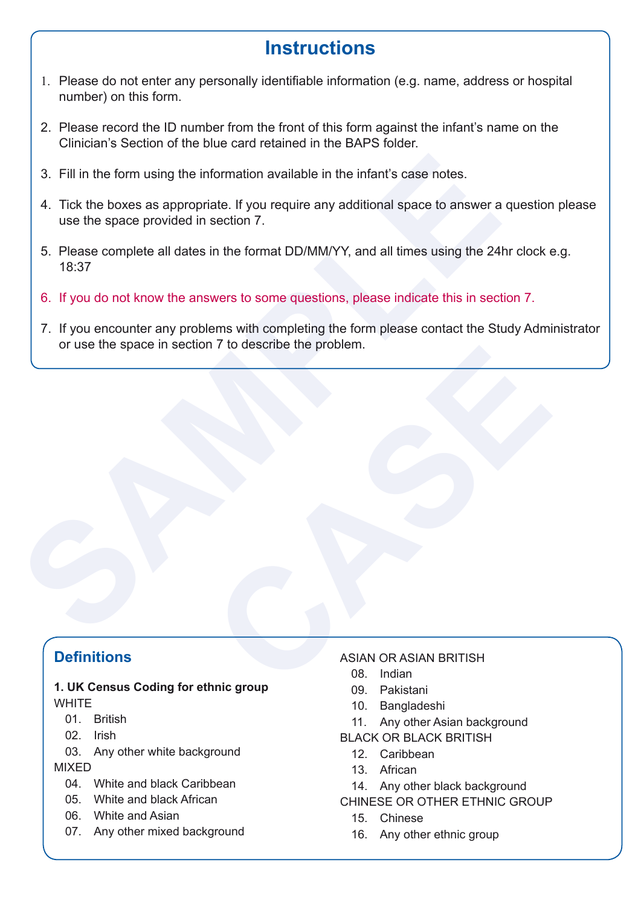# Instructions

1. Please do not enter any personally identifiable information (e.g. name, address or hospital number) on this form.
2. Please record the ID number from the front of this form against the infant's name on the Clinician's Section of the blue card retained in the BAPS folder.
3. Fill in the form using the information available in the infant's case notes.
4. Tick the boxes as appropriate. If you require any additional space to answer a question please use the space provided in section 7.
5. Please complete all dates in the format DD/MM/YY, and all times using the 24hr clock e.g. 18:37
6. If you do not know the answers to some questions, please indicate this in section 7.
7. If you encounter any problems with completing the form please contact the Study Administrator or use the space in section 7 to describe the problem.

SAMPLE CASE

## Definitions

**1. UK Census Coding for ethnic group**

WHITE
- 01. British
- 02. Irish
- 03. Any other white background

MIXED
- 04. White and black Caribbean
- 05. White and black African
- 06. White and Asian
- 07. Any other mixed background

ASIAN OR ASIAN BRITISH
- 08. Indian
- 09. Pakistani
- 10. Bangladeshi
- 11. Any other Asian background

BLACK OR BLACK BRITISH
- 12. Caribbean
- 13. African
- 14. Any other black background

CHINESE OR OTHER ETHNIC GROUP
- 15. Chinese
- 16. Any other ethnic group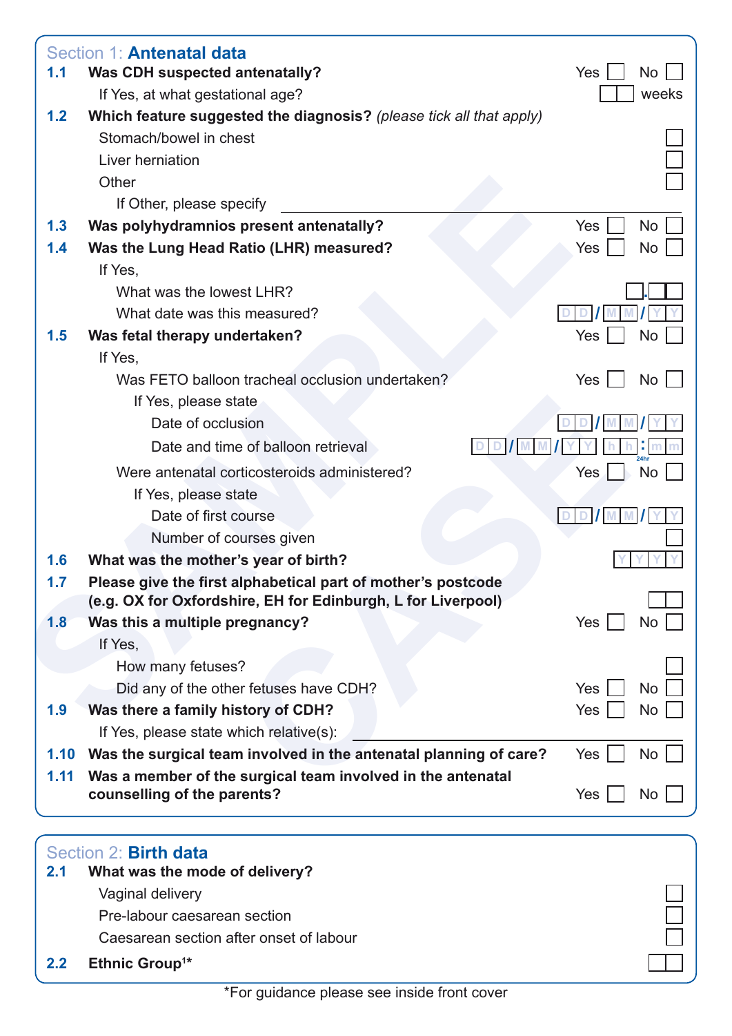## Section 1: Antenatal data

**1.1 Was CDH suspected antenatally?** Yes ☐ No ☐

If Yes, at what gestational age? ☐☐ weeks

**1.2 Which feature suggested the diagnosis?** *(please tick all that apply)*

- Stomach/bowel in chest ☐
- Liver herniation ☐
- Other ☐
  - If Other, please specify ____________________

**1.3 Was polyhydramnios present antenatally?** Yes ☐ No ☐

**1.4 Was the Lung Head Ratio (LHR) measured?** Yes ☐ No ☐

If Yes,

- What was the lowest LHR? ☐.☐☐
- What date was this measured? DD/MM/YY

**1.5 Was fetal therapy undertaken?** Yes ☐ No ☐

If Yes,

- Was FETO balloon tracheal occlusion undertaken? Yes ☐ No ☐
  - If Yes, please state
    - Date of occlusion DD/MM/YY
    - Date and time of balloon retrieval DD/MM/YY hh:mm (24hr)
- Were antenatal corticosteroids administered? Yes ☐ No ☐
  - If Yes, please state
    - Date of first course DD/MM/YY
    - Number of courses given ☐

**1.6 What was the mother's year of birth?** YYYY

**1.7 Please give the first alphabetical part of mother's postcode (e.g. OX for Oxfordshire, EH for Edinburgh, L for Liverpool)** ☐☐

**1.8 Was this a multiple pregnancy?** Yes ☐ No ☐

If Yes,

- How many fetuses? ☐
- Did any of the other fetuses have CDH? Yes ☐ No ☐

**1.9 Was there a family history of CDH?** Yes ☐ No ☐

If Yes, please state which relative(s): ____________________

**1.10 Was the surgical team involved in the antenatal planning of care?** Yes ☐ No ☐

**1.11 Was a member of the surgical team involved in the antenatal counselling of the parents?** Yes ☐ No ☐

## Section 2: Birth data

**2.1 What was the mode of delivery?**

- Vaginal delivery ☐
- Pre-labour caesarean section ☐
- Caesarean section after onset of labour ☐

**2.2 Ethnic Group[1]*** ☐☐

*For guidance please see inside front cover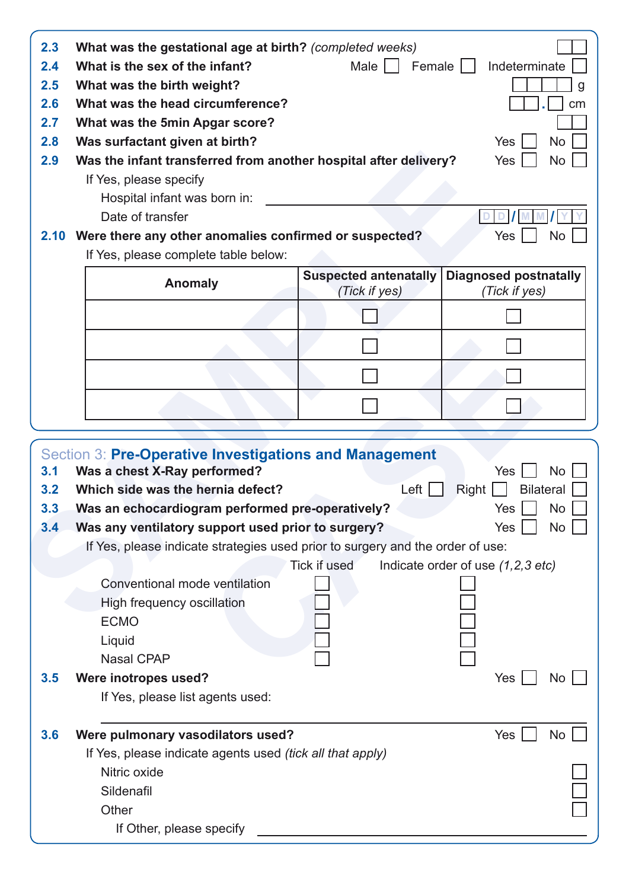**2.3 What was the gestational age at birth?** *(completed weeks)* ☐☐

**2.4 What is the sex of the infant?** Male ☐ Female ☐ Indeterminate ☐

**2.5 What was the birth weight?** ☐☐☐☐ g

**2.6 What was the head circumference?** ☐☐.☐ cm

**2.7 What was the 5min Apgar score?** ☐☐

**2.8 Was surfactant given at birth?** Yes ☐ No ☐

**2.9 Was the infant transferred from another hospital after delivery?** Yes ☐ No ☐

If Yes, please specify

Hospital infant was born in: ____________________

Date of transfer D D / M M / Y Y

**2.10 Were there any other anomalies confirmed or suspected?** Yes ☐ No ☐

If Yes, please complete table below:

| **Anomaly** | **Suspected antenatally** *(Tick if yes)* | **Diagnosed postnatally** *(Tick if yes)* |
| --- | --- | --- |
| | ☐ | ☐ |
| | ☐ | ☐ |
| | ☐ | ☐ |
| | ☐ | ☐ |

## Section 3: Pre-Operative Investigations and Management

**3.1 Was a chest X-Ray performed?** Yes ☐ No ☐

**3.2 Which side was the hernia defect?** Left ☐ Right ☐ Bilateral ☐

**3.3 Was an echocardiogram performed pre-operatively?** Yes ☐ No ☐

**3.4 Was any ventilatory support used prior to surgery?** Yes ☐ No ☐

If Yes, please indicate strategies used prior to surgery and the order of use:

| | Tick if used | Indicate order of use *(1,2,3 etc)* |
| --- | --- | --- |
| Conventional mode ventilation | ☐ | ☐ |
| High frequency oscillation | ☐ | ☐ |
| ECMO | ☐ | ☐ |
| Liquid | ☐ | ☐ |
| Nasal CPAP | ☐ | ☐ |

**3.5 Were inotropes used?** Yes ☐ No ☐

If Yes, please list agents used:

____________________

**3.6 Were pulmonary vasodilators used?** Yes ☐ No ☐

If Yes, please indicate agents used *(tick all that apply)*

Nitric oxide ☐

Sildenafil ☐

Other ☐

If Other, please specify ____________________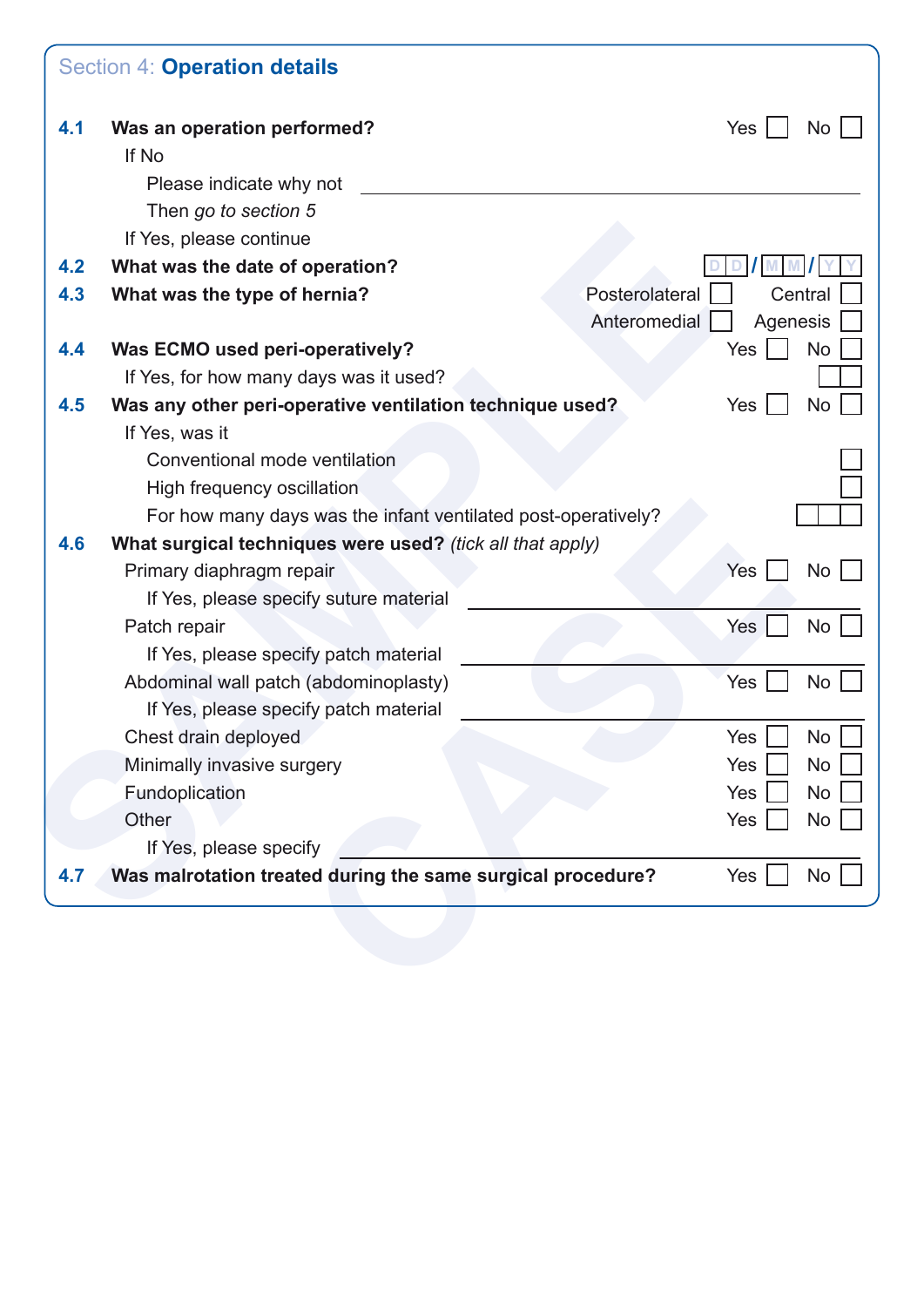## Section 4: **Operation details**

**4.1 Was an operation performed?** Yes ☐ No ☐

If No

Please indicate why not \_\_\_\_\_\_\_\_\_\_\_\_\_\_\_\_\_\_\_\_

Then *go to section 5*

If Yes, please continue

**4.2 What was the date of operation?** D D / M M / Y Y

**4.3 What was the type of hernia?** Posterolateral ☐ Central ☐ Anteromedial ☐ Agenesis ☐

**4.4 Was ECMO used peri-operatively?** Yes ☐ No ☐

If Yes, for how many days was it used? ☐☐

**4.5 Was any other peri-operative ventilation technique used?** Yes ☐ No ☐

If Yes, was it

Conventional mode ventilation ☐

High frequency oscillation ☐

For how many days was the infant ventilated post-operatively? ☐☐☐

**4.6 What surgical techniques were used?** *(tick all that apply)*

Primary diaphragm repair Yes ☐ No ☐

If Yes, please specify suture material \_\_\_\_\_\_\_\_\_\_\_\_\_\_\_\_\_\_\_\_

Patch repair Yes ☐ No ☐

If Yes, please specify patch material \_\_\_\_\_\_\_\_\_\_\_\_\_\_\_\_\_\_\_\_

Abdominal wall patch (abdominoplasty) Yes ☐ No ☐

If Yes, please specify patch material \_\_\_\_\_\_\_\_\_\_\_\_\_\_\_\_\_\_\_\_

Chest drain deployed Yes ☐ No ☐

Minimally invasive surgery Yes ☐ No ☐

Fundoplication Yes ☐ No ☐

Other Yes ☐ No ☐

If Yes, please specify \_\_\_\_\_\_\_\_\_\_\_\_\_\_\_\_\_\_\_\_

**4.7 Was malrotation treated during the same surgical procedure?** Yes ☐ No ☐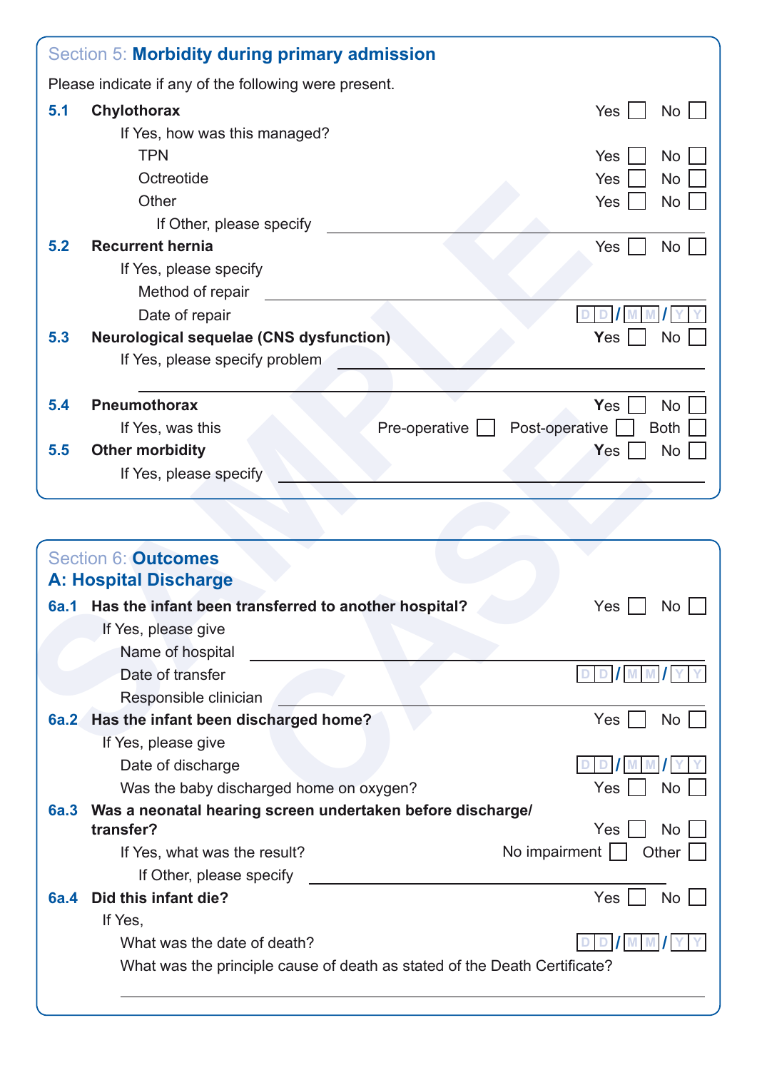## Section 5: **Morbidity during primary admission**

Please indicate if any of the following were present.

**5.1 Chylothorax** Yes ☐ No ☐

If Yes, how was this managed?

- TPN Yes ☐ No ☐
- Octreotide Yes ☐ No ☐
- Other Yes ☐ No ☐
  - If Other, please specify ______________________

**5.2 Recurrent hernia** Yes ☐ No ☐

If Yes, please specify

- Method of repair ______________________
- Date of repair DD/MM/YY

**5.3 Neurological sequelae (CNS dysfunction)** Yes ☐ No ☐

If Yes, please specify problem ______________________

______________________

**5.4 Pneumothorax** Yes ☐ No ☐

If Yes, was this Pre-operative ☐ Post-operative ☐ Both ☐

**5.5 Other morbidity** Yes ☐ No ☐

If Yes, please specify ______________________

## Section 6: **Outcomes**

### A: Hospital Discharge

**6a.1 Has the infant been transferred to another hospital?** Yes ☐ No ☐

If Yes, please give

- Name of hospital ______________________
- Date of transfer DD/MM/YY
- Responsible clinician ______________________

**6a.2 Has the infant been discharged home?** Yes ☐ No ☐

If Yes, please give

- Date of discharge DD/MM/YY
- Was the baby discharged home on oxygen? Yes ☐ No ☐

**6a.3 Was a neonatal hearing screen undertaken before discharge/ transfer?** Yes ☐ No ☐

If Yes, what was the result? No impairment ☐ Other ☐

- If Other, please specify ______________________

**6a.4 Did this infant die?** Yes ☐ No ☐

If Yes,

- What was the date of death? DD/MM/YY
- What was the principle cause of death as stated of the Death Certificate?

______________________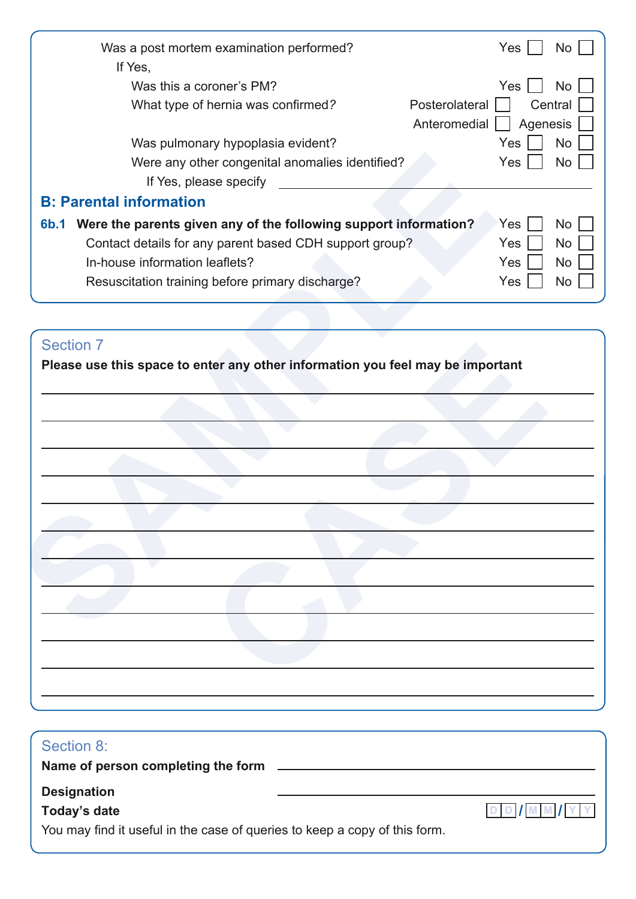Was a post mortem examination performed? Yes ☐ No ☐

If Yes,

Was this a coroner's PM? Yes ☐ No ☐

What type of hernia was confirmed? Posterolateral ☐ Central ☐ Anteromedial ☐ Agenesis ☐

Was pulmonary hypoplasia evident? Yes ☐ No ☐

Were any other congenital anomalies identified? Yes ☐ No ☐

If Yes, please specify ____________________

## B: Parental information

**6b.1 Were the parents given any of the following support information?** Yes ☐ No ☐

Contact details for any parent based CDH support group? Yes ☐ No ☐

In-house information leaflets? Yes ☐ No ☐

Resuscitation training before primary discharge? Yes ☐ No ☐

## Section 7

**Please use this space to enter any other information you feel may be important**

____________________

____________________

____________________

____________________

____________________

____________________

____________________

____________________

____________________

____________________

____________________

____________________

## Section 8:

**Name of person completing the form** ____________________

**Designation** ____________________

**Today's date** D D / M M / Y Y

You may find it useful in the case of queries to keep a copy of this form.